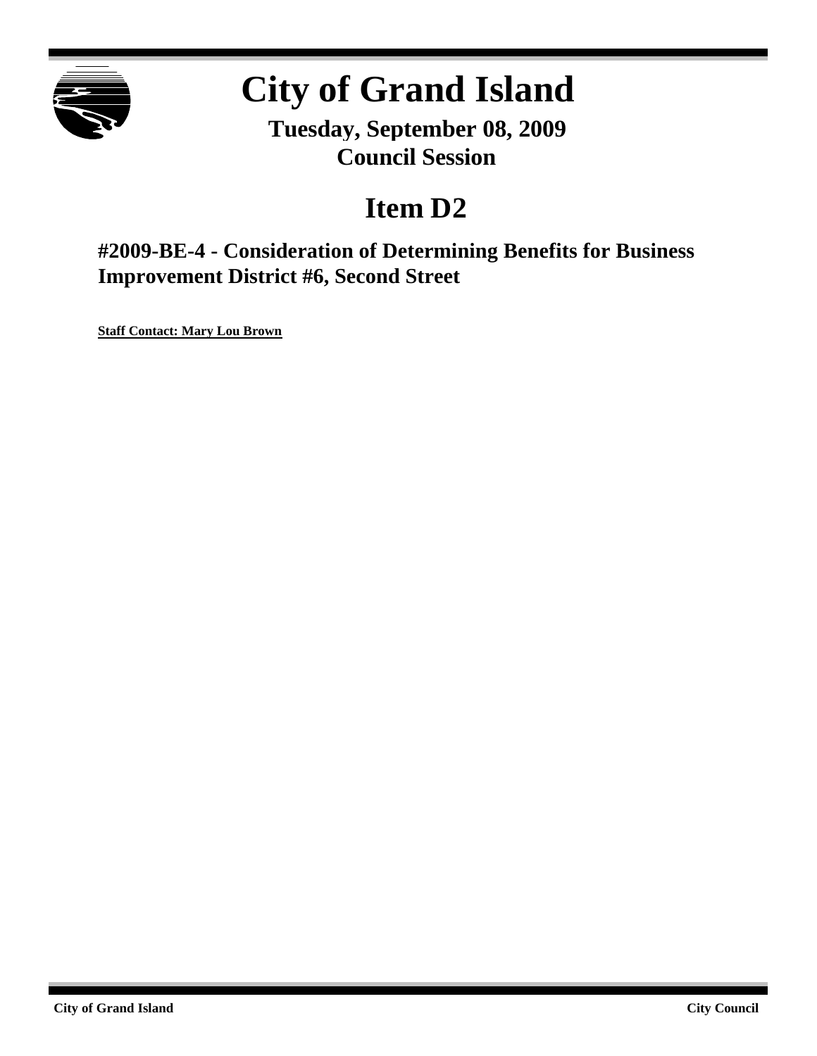# City of Grand Island

**Tuesday, September 08, 2009**
**Council Session**

## Item D2

### #2009-BE-4 - Consideration of Determining Benefits for Business Improvement District #6, Second Street

**Staff Contact: Mary Lou Brown**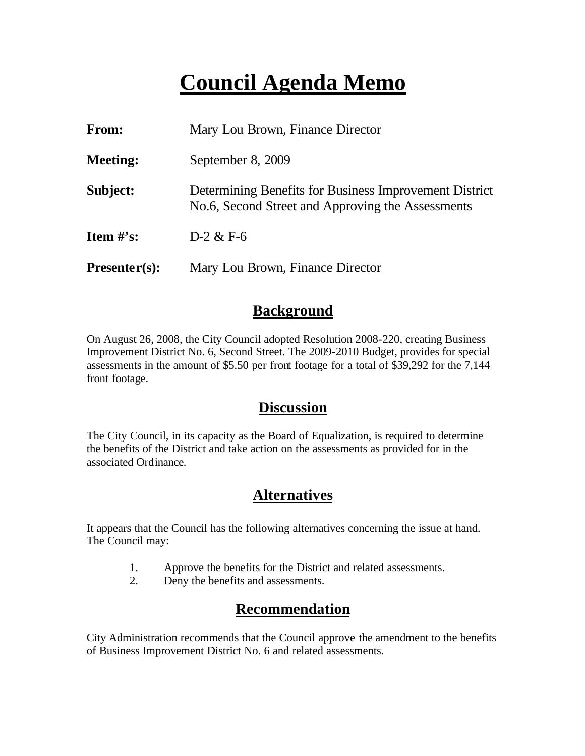# Council Agenda Memo

**From:** Mary Lou Brown, Finance Director

**Meeting:** September 8, 2009

**Subject:** Determining Benefits for Business Improvement District No.6, Second Street and Approving the Assessments

**Item #'s:** D-2 & F-6

**Presenter(s):** Mary Lou Brown, Finance Director

## Background

On August 26, 2008, the City Council adopted Resolution 2008-220, creating Business Improvement District No. 6, Second Street. The 2009-2010 Budget, provides for special assessments in the amount of $5.50 per front footage for a total of $39,292 for the 7,144 front footage.

## Discussion

The City Council, in its capacity as the Board of Equalization, is required to determine the benefits of the District and take action on the assessments as provided for in the associated Ordinance.

## Alternatives

It appears that the Council has the following alternatives concerning the issue at hand. The Council may:

1. Approve the benefits for the District and related assessments.
2. Deny the benefits and assessments.

## Recommendation

City Administration recommends that the Council approve the amendment to the benefits of Business Improvement District No. 6 and related assessments.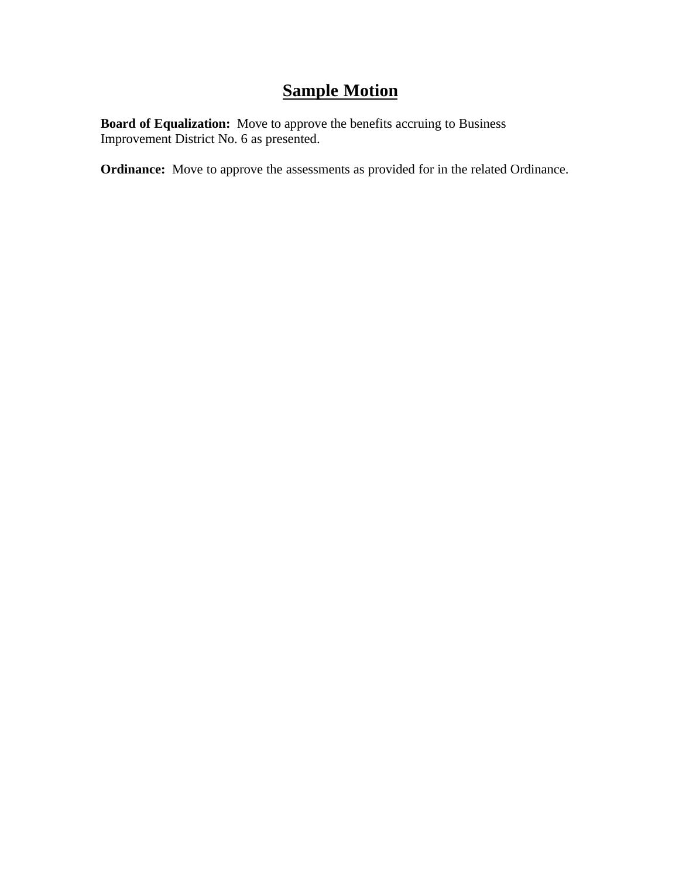# Sample Motion

**Board of Equalization:** Move to approve the benefits accruing to Business Improvement District No. 6 as presented.

**Ordinance:** Move to approve the assessments as provided for in the related Ordinance.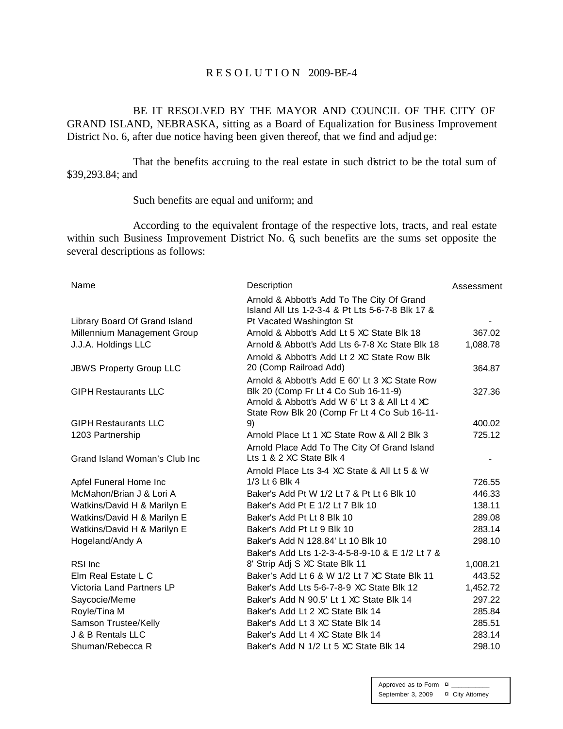# RESOLUTION 2009-BE-4

BE IT RESOLVED BY THE MAYOR AND COUNCIL OF THE CITY OF GRAND ISLAND, NEBRASKA, sitting as a Board of Equalization for Business Improvement District No. 6, after due notice having been given thereof, that we find and adjudge:

That the benefits accruing to the real estate in such district to be the total sum of $39,293.84; and

Such benefits are equal and uniform; and

According to the equivalent frontage of the respective lots, tracts, and real estate within such Business Improvement District No. 6, such benefits are the sums set opposite the several descriptions as follows:

| Name | Description | Assessment |
|---|---|---|
| Library Board Of Grand Island | Arnold & Abbott's Add To The City Of Grand Island All Lts 1-2-3-4 & Pt Lts 5-6-7-8 Blk 17 & Pt Vacated Washington St | - |
| Millennium Management Group | Arnold & Abbott's Add Lt 5 XC State Blk 18 | 367.02 |
| J.J.A. Holdings LLC | Arnold & Abbott's Add Lts 6-7-8 Xc State Blk 18 | 1,088.78 |
| JBWS Property Group LLC | Arnold & Abbott's Add Lt 2 XC State Row Blk 20 (Comp Railroad Add) | 364.87 |
| GIPH Restaurants LLC | Arnold & Abbott's Add E 60' Lt 3 XC State Row Blk 20 (Comp Fr Lt 4 Co Sub 16-11-9) | 327.36 |
| GIPH Restaurants LLC | Arnold & Abbott's Add W 6' Lt 3 & All Lt 4 XC State Row Blk 20 (Comp Fr Lt 4 Co Sub 16-11-9) | 400.02 |
| 1203 Partnership | Arnold Place Lt 1 XC State Row & All 2 Blk 3 | 725.12 |
| Grand Island Woman's Club Inc | Arnold Place Add To The City Of Grand Island Lts 1 & 2 XC State Blk 4 | - |
| Apfel Funeral Home Inc | Arnold Place Lts 3-4 XC State & All Lt 5 & W 1/3 Lt 6 Blk 4 | 726.55 |
| McMahon/Brian J & Lori A | Baker's Add Pt W 1/2 Lt 7 & Pt Lt 6 Blk 10 | 446.33 |
| Watkins/David H & Marilyn E | Baker's Add Pt E 1/2 Lt 7 Blk 10 | 138.11 |
| Watkins/David H & Marilyn E | Baker's Add Pt Lt 8 Blk 10 | 289.08 |
| Watkins/David H & Marilyn E | Baker's Add Pt Lt 9 Blk 10 | 283.14 |
| Hogeland/Andy A | Baker's Add N 128.84' Lt 10 Blk 10 | 298.10 |
| RSI Inc | Baker's Add Lts 1-2-3-4-5-8-9-10 & E 1/2 Lt 7 & 8' Strip Adj S XC State Blk 11 | 1,008.21 |
| Elm Real Estate L C | Baker's Add Lt 6 & W 1/2 Lt 7 XC State Blk 11 | 443.52 |
| Victoria Land Partners LP | Baker's Add Lts 5-6-7-8-9 XC State Blk 12 | 1,452.72 |
| Saycocie/Meme | Baker's Add N 90.5' Lt 1 XC State Blk 14 | 297.22 |
| Royle/Tina M | Baker's Add Lt 2 XC State Blk 14 | 285.84 |
| Samson Trustee/Kelly | Baker's Add Lt 3 XC State Blk 14 | 285.51 |
| J & B Rentals LLC | Baker's Add Lt 4 XC State Blk 14 | 283.14 |
| Shuman/Rebecca R | Baker's Add N 1/2 Lt 5 XC State Blk 14 | 298.10 |

Approved as to Form ¤ ___________
September 3, 2009 ¤ City Attorney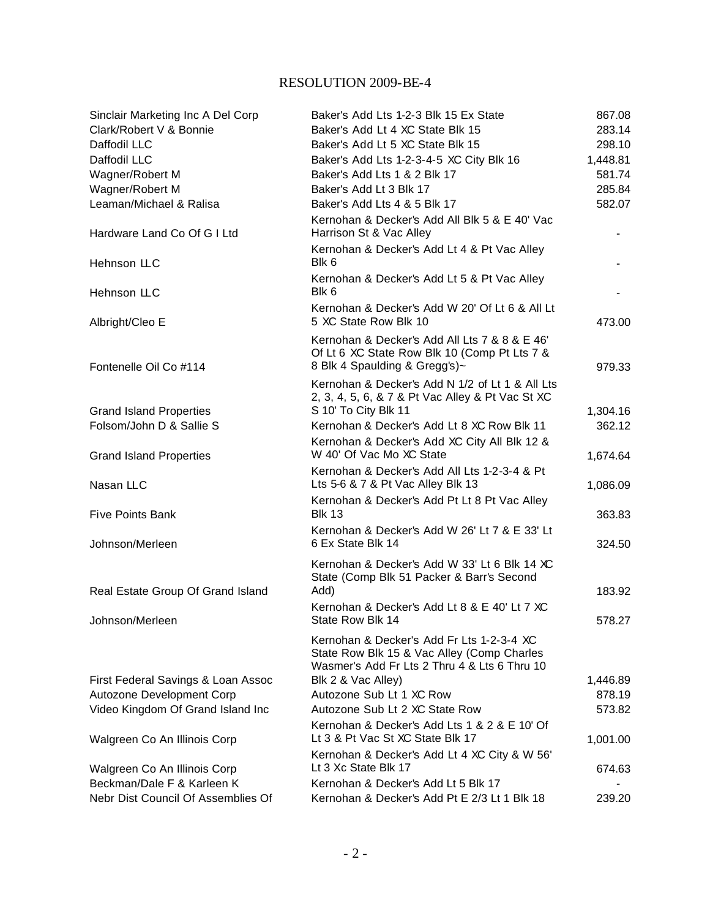RESOLUTION 2009-BE-4

| | | |
|---|---|---|
| Sinclair Marketing Inc A Del Corp | Baker's Add Lts 1-2-3 Blk 15 Ex State | 867.08 |
| Clark/Robert V & Bonnie | Baker's Add Lt 4 XC State Blk 15 | 283.14 |
| Daffodil LLC | Baker's Add Lt 5 XC State Blk 15 | 298.10 |
| Daffodil LLC | Baker's Add Lts 1-2-3-4-5 XC City Blk 16 | 1,448.81 |
| Wagner/Robert M | Baker's Add Lts 1 & 2 Blk 17 | 581.74 |
| Wagner/Robert M | Baker's Add Lt 3 Blk 17 | 285.84 |
| Leaman/Michael & Ralisa | Baker's Add Lts 4 & 5 Blk 17 | 582.07 |
| Hardware Land Co Of G I Ltd | Kernohan & Decker's Add All Blk 5 & E 40' Vac Harrison St & Vac Alley | - |
| Hehnson LLC | Kernohan & Decker's Add Lt 4 & Pt Vac Alley Blk 6 | - |
| Hehnson LLC | Kernohan & Decker's Add Lt 5 & Pt Vac Alley Blk 6 | - |
| Albright/Cleo E | Kernohan & Decker's Add W 20' Of Lt 6 & All Lt 5 XC State Row Blk 10 | 473.00 |
| Fontenelle Oil Co #114 | Kernohan & Decker's Add All Lts 7 & 8 & E 46' Of Lt 6 XC State Row Blk 10 (Comp Pt Lts 7 & 8 Blk 4 Spaulding & Gregg's)~ | 979.33 |
| Grand Island Properties | Kernohan & Decker's Add N 1/2 of Lt 1 & All Lts 2, 3, 4, 5, 6, & 7 & Pt Vac Alley & Pt Vac St XC S 10' To City Blk 11 | 1,304.16 |
| Folsom/John D & Sallie S | Kernohan & Decker's Add Lt 8 XC Row Blk 11 | 362.12 |
| Grand Island Properties | Kernohan & Decker's Add XC City All Blk 12 & W 40' Of Vac Mo XC State | 1,674.64 |
| Nasan LLC | Kernohan & Decker's Add All Lts 1-2-3-4 & Pt Lts 5-6 & 7 & Pt Vac Alley Blk 13 | 1,086.09 |
| Five Points Bank | Kernohan & Decker's Add Pt Lt 8 Pt Vac Alley Blk 13 | 363.83 |
| Johnson/Merleen | Kernohan & Decker's Add W 26' Lt 7 & E 33' Lt 6 Ex State Blk 14 | 324.50 |
| Real Estate Group Of Grand Island | Kernohan & Decker's Add W 33' Lt 6 Blk 14 XC State (Comp Blk 51 Packer & Barr's Second Add) | 183.92 |
| Johnson/Merleen | Kernohan & Decker's Add Lt 8 & E 40' Lt 7 XC State Row Blk 14 | 578.27 |
| First Federal Savings & Loan Assoc | Kernohan & Decker's Add Fr Lts 1-2-3-4 XC State Row Blk 15 & Vac Alley (Comp Charles Wasmer's Add Fr Lts 2 Thru 4 & Lts 6 Thru 10 Blk 2 & Vac Alley) | 1,446.89 |
| Autozone Development Corp | Autozone Sub Lt 1 XC Row | 878.19 |
| Video Kingdom Of Grand Island Inc | Autozone Sub Lt 2 XC State Row | 573.82 |
| Walgreen Co An Illinois Corp | Kernohan & Decker's Add Lts 1 & 2 & E 10' Of Lt 3 & Pt Vac St XC State Blk 17 | 1,001.00 |
| Walgreen Co An Illinois Corp | Kernohan & Decker's Add Lt 4 XC City & W 56' Lt 3 Xc State Blk 17 | 674.63 |
| Beckman/Dale F & Karleen K | Kernohan & Decker's Add Lt 5 Blk 17 | - |
| Nebr Dist Council Of Assemblies Of | Kernohan & Decker's Add Pt E 2/3 Lt 1 Blk 18 | 239.20 |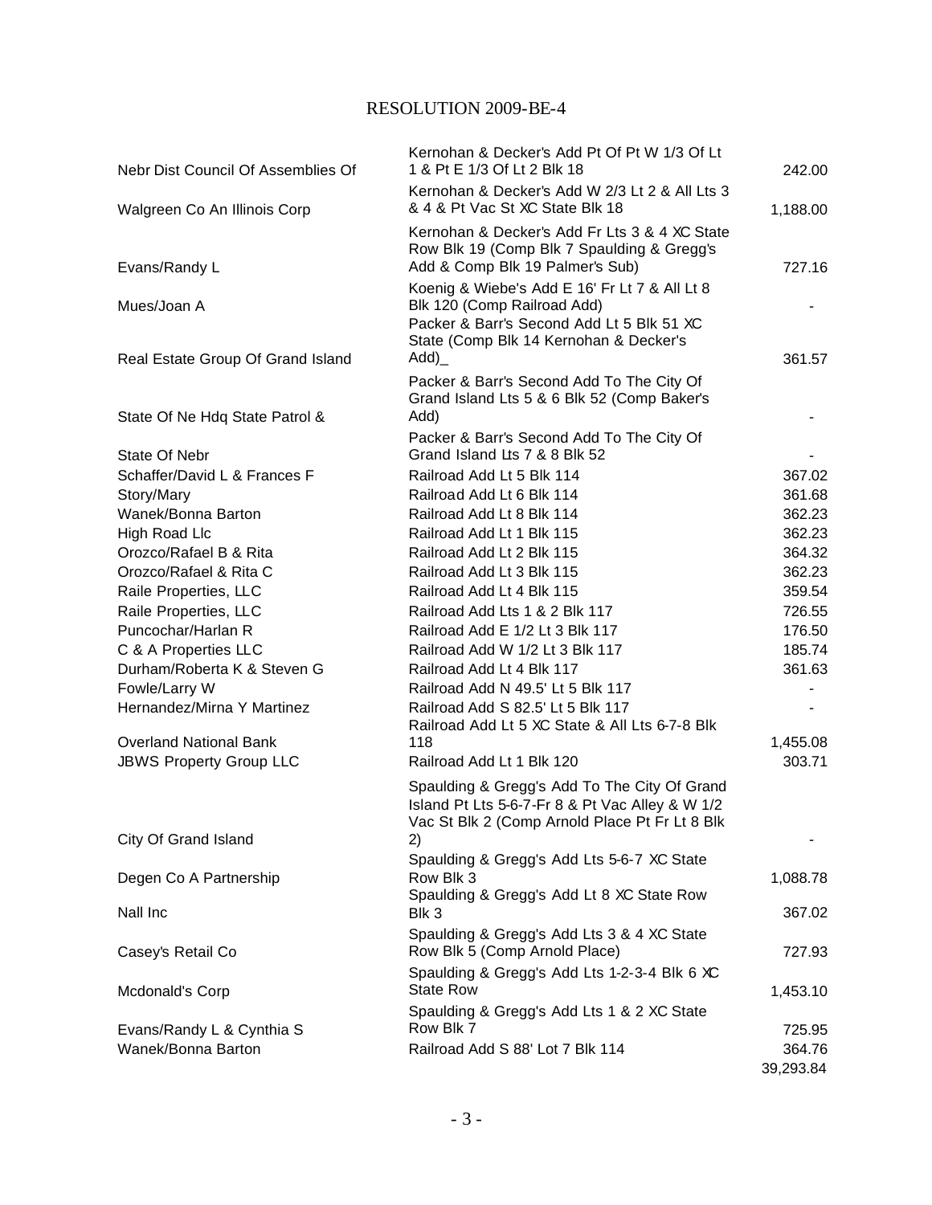RESOLUTION 2009-BE-4

| | | |
|---|---|---|
| Nebr Dist Council Of Assemblies Of | Kernohan & Decker's Add Pt Of Pt W 1/3 Of Lt 1 & Pt E 1/3 Of Lt 2 Blk 18 | 242.00 |
| Walgreen Co An Illinois Corp | Kernohan & Decker's Add W 2/3 Lt 2 & All Lts 3 & 4 & Pt Vac St XC State Blk 18 | 1,188.00 |
| Evans/Randy L | Kernohan & Decker's Add Fr Lts 3 & 4 XC State Row Blk 19 (Comp Blk 7 Spaulding & Gregg's Add & Comp Blk 19 Palmer's Sub) | 727.16 |
| Mues/Joan A | Koenig & Wiebe's Add E 16' Fr Lt 7 & All Lt 8 Blk 120 (Comp Railroad Add) | - |
| Real Estate Group Of Grand Island | Packer & Barr's Second Add Lt 5 Blk 51 XC State (Comp Blk 14 Kernohan & Decker's Add)_ | 361.57 |
| State Of Ne Hdq State Patrol & | Packer & Barr's Second Add To The City Of Grand Island Lts 5 & 6 Blk 52 (Comp Baker's Add) | - |
| State Of Nebr | Packer & Barr's Second Add To The City Of Grand Island Lts 7 & 8 Blk 52 | - |
| Schaffer/David L & Frances F | Railroad Add Lt 5 Blk 114 | 367.02 |
| Story/Mary | Railroad Add Lt 6 Blk 114 | 361.68 |
| Wanek/Bonna Barton | Railroad Add Lt 8 Blk 114 | 362.23 |
| High Road Llc | Railroad Add Lt 1 Blk 115 | 362.23 |
| Orozco/Rafael B & Rita | Railroad Add Lt 2 Blk 115 | 364.32 |
| Orozco/Rafael & Rita C | Railroad Add Lt 3 Blk 115 | 362.23 |
| Raile Properties, LLC | Railroad Add Lt 4 Blk 115 | 359.54 |
| Raile Properties, LLC | Railroad Add Lts 1 & 2 Blk 117 | 726.55 |
| Puncochar/Harlan R | Railroad Add E 1/2 Lt 3 Blk 117 | 176.50 |
| C & A Properties LLC | Railroad Add W 1/2 Lt 3 Blk 117 | 185.74 |
| Durham/Roberta K & Steven G | Railroad Add Lt 4 Blk 117 | 361.63 |
| Fowle/Larry W | Railroad Add N 49.5' Lt 5 Blk 117 | - |
| Hernandez/Mirna Y Martinez | Railroad Add S 82.5' Lt 5 Blk 117 | - |
| Overland National Bank | Railroad Add Lt 5 XC State & All Lts 6-7-8 Blk 118 | 1,455.08 |
| JBWS Property Group LLC | Railroad Add Lt 1 Blk 120 | 303.71 |
| City Of Grand Island | Spaulding & Gregg's Add To The City Of Grand Island Pt Lts 5-6-7-Fr 8 & Pt Vac Alley & W 1/2 Vac St Blk 2 (Comp Arnold Place Pt Fr Lt 8 Blk 2) | - |
| Degen Co A Partnership | Spaulding & Gregg's Add Lts 5-6-7 XC State Row Blk 3 | 1,088.78 |
| Nall Inc | Spaulding & Gregg's Add Lt 8 XC State Row Blk 3 | 367.02 |
| Casey's Retail Co | Spaulding & Gregg's Add Lts 3 & 4 XC State Row Blk 5 (Comp Arnold Place) | 727.93 |
| Mcdonald's Corp | Spaulding & Gregg's Add Lts 1-2-3-4 Blk 6 XC State Row | 1,453.10 |
| Evans/Randy L & Cynthia S | Spaulding & Gregg's Add Lts 1 & 2 XC State Row Blk 7 | 725.95 |
| Wanek/Bonna Barton | Railroad Add S 88' Lot 7 Blk 114 | 364.76 |
| | | 39,293.84 |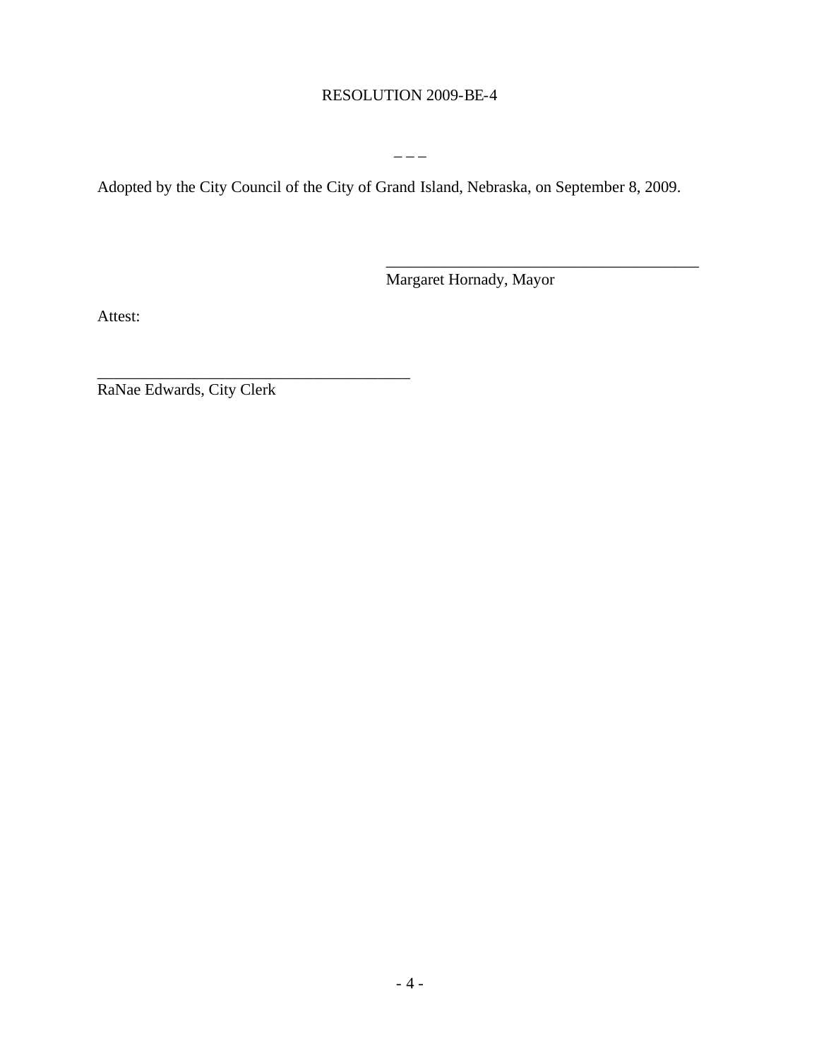RESOLUTION 2009-BE-4

– – –

Adopted by the City Council of the City of Grand Island, Nebraska, on September 8, 2009.

\_\_\_\_\_\_\_\_\_\_\_\_\_\_\_\_\_\_\_\_\_\_\_\_\_\_\_\_\_\_\_\_\_\_\_\_\_\_\_
Margaret Hornady, Mayor

Attest:

\_\_\_\_\_\_\_\_\_\_\_\_\_\_\_\_\_\_\_\_\_\_\_\_\_\_\_\_\_\_\_\_\_\_\_\_\_\_\_
RaNae Edwards, City Clerk